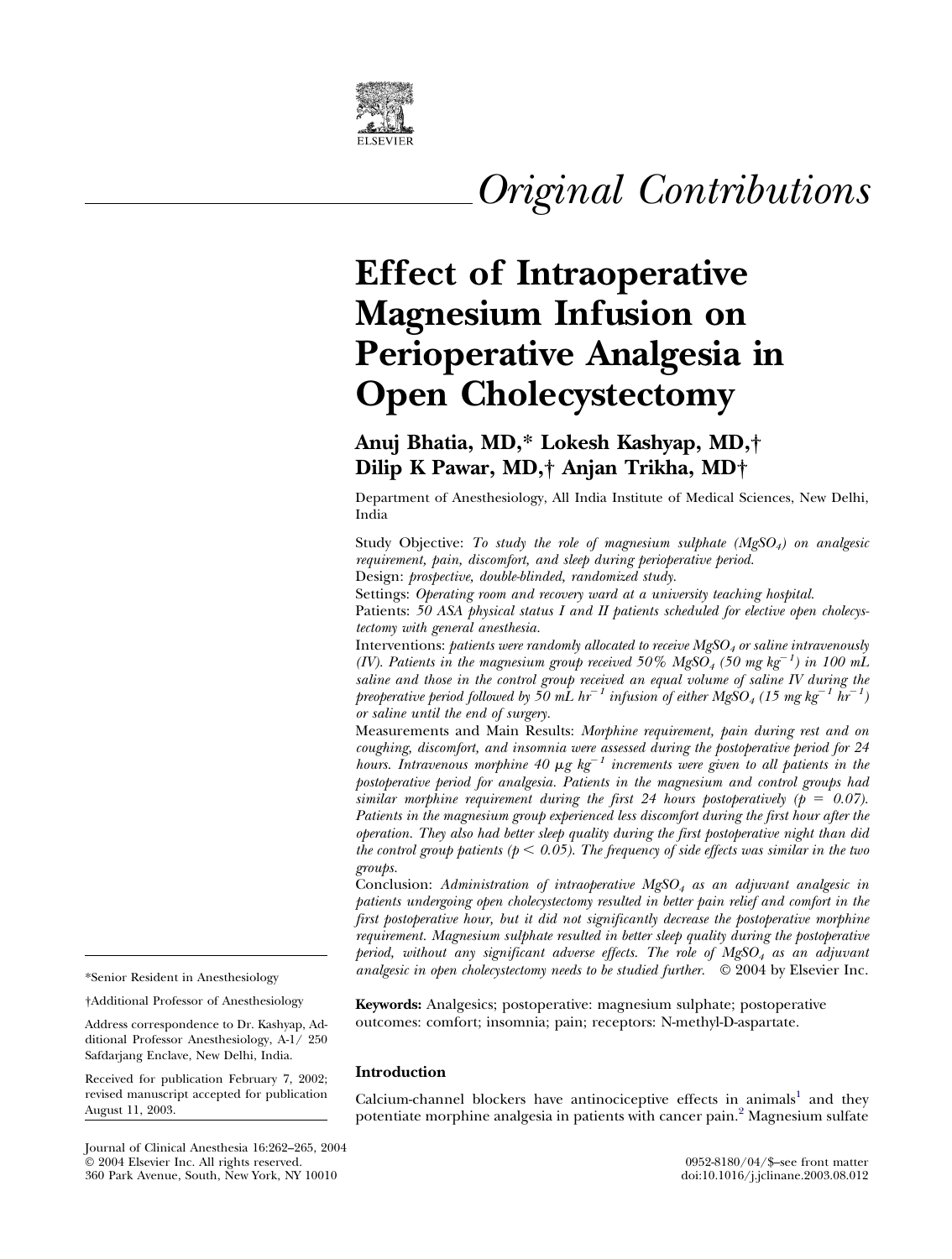# Original Contributions

# Effect of Intraoperative Magnesium Infusion on Perioperative Analgesia in Open Cholecystectomy

**Anuj Bhatia, MD,* Lokesh Kashyap, MD,† Dilip K Pawar, MD,† Anjan Trikha, MD†**

Department of Anesthesiology, All India Institute of Medical Sciences, New Delhi, India

Study Objective: *To study the role of magnesium sulphate ($MgSO_4$) on analgesic requirement, pain, discomfort, and sleep during perioperative period.*

Design: *prospective, double-blinded, randomized study.*

Settings: *Operating room and recovery ward at a university teaching hospital.*

Patients: *50 ASA physical status I and II patients scheduled for elective open cholecystectomy with general anesthesia.*

Interventions: *patients were randomly allocated to receive $MgSO_4$ or saline intravenously (IV). Patients in the magnesium group received 50% $MgSO_4$ (50 mg $kg^{-1}$) in 100 mL saline and those in the control group received an equal volume of saline IV during the preoperative period followed by 50 mL $hr^{-1}$ infusion of either $MgSO_4$ (15 mg $kg^{-1}$ $hr^{-1}$) or saline until the end of surgery.*

Measurements and Main Results: *Morphine requirement, pain during rest and on coughing, discomfort, and insomnia were assessed during the postoperative period for 24 hours. Intravenous morphine 40 $\mu$g $kg^{-1}$ increments were given to all patients in the postoperative period for analgesia. Patients in the magnesium and control groups had similar morphine requirement during the first 24 hours postoperatively ($p = 0.07$). Patients in the magnesium group experienced less discomfort during the first hour after the operation. They also had better sleep quality during the first postoperative night than did the control group patients ($p < 0.05$). The frequency of side effects was similar in the two groups.*

Conclusion: *Administration of intraoperative $MgSO_4$ as an adjuvant analgesic in patients undergoing open cholecystectomy resulted in better pain relief and comfort in the first postoperative hour, but it did not significantly decrease the postoperative morphine requirement. Magnesium sulphate resulted in better sleep quality during the postoperative period, without any significant adverse effects. The role of $MgSO_4$ as an adjuvant analgesic in open cholecystectomy needs to be studied further.* © 2004 by Elsevier Inc.

**Keywords:** Analgesics; postoperative: magnesium sulphate; postoperative outcomes: comfort; insomnia; pain; receptors: N-methyl-D-aspartate.

*Senior Resident in Anesthesiology

†Additional Professor of Anesthesiology

Address correspondence to Dr. Kashyap, Additional Professor Anesthesiology, A-1/ 250 Safdarjang Enclave, New Delhi, India.

Received for publication February 7, 2002; revised manuscript accepted for publication August 11, 2003.

Journal of Clinical Anesthesia 16:262–265, 2004
© 2004 Elsevier Inc. All rights reserved.
360 Park Avenue, South, New York, NY 10010

0952-8180/04/$–see front matter
doi:10.1016/j.jclinane.2003.08.012

## Introduction

Calcium-channel blockers have antinociceptive effects in animals[1] and they potentiate morphine analgesia in patients with cancer pain.[2] Magnesium sulfate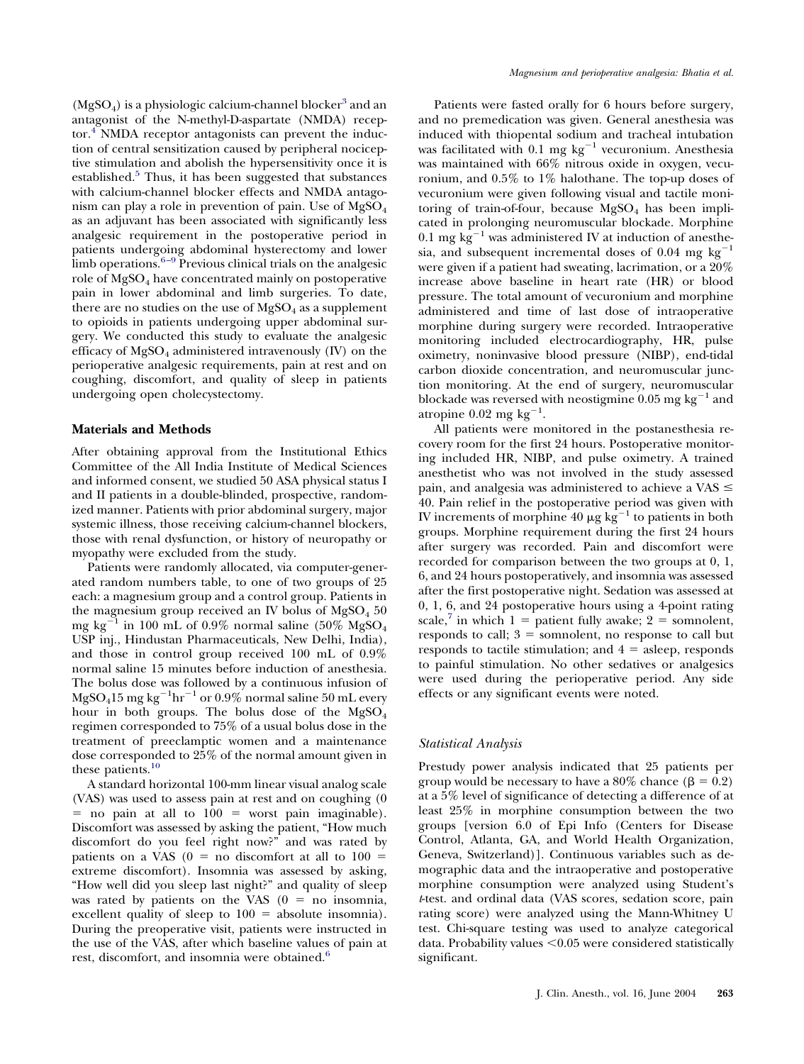($MgSO_4$) is a physiologic calcium-channel blocker[3] and an antagonist of the N-methyl-D-aspartate (NMDA) receptor.[4] NMDA receptor antagonists can prevent the induction of central sensitization caused by peripheral nociceptive stimulation and abolish the hypersensitivity once it is established.[5] Thus, it has been suggested that substances with calcium-channel blocker effects and NMDA antagonism can play a role in prevention of pain. Use of $MgSO_4$ as an adjuvant has been associated with significantly less analgesic requirement in the postoperative period in patients undergoing abdominal hysterectomy and lower limb operations.[6–9] Previous clinical trials on the analgesic role of $MgSO_4$ have concentrated mainly on postoperative pain in lower abdominal and limb surgeries. To date, there are no studies on the use of $MgSO_4$ as a supplement to opioids in patients undergoing upper abdominal surgery. We conducted this study to evaluate the analgesic efficacy of $MgSO_4$ administered intravenously (IV) on the perioperative analgesic requirements, pain at rest and on coughing, discomfort, and quality of sleep in patients undergoing open cholecystectomy.

## Materials and Methods

After obtaining approval from the Institutional Ethics Committee of the All India Institute of Medical Sciences and informed consent, we studied 50 ASA physical status I and II patients in a double-blinded, prospective, randomized manner. Patients with prior abdominal surgery, major systemic illness, those receiving calcium-channel blockers, those with renal dysfunction, or history of neuropathy or myopathy were excluded from the study.

Patients were randomly allocated, via computer-generated random numbers table, to one of two groups of 25 each: a magnesium group and a control group. Patients in the magnesium group received an IV bolus of $MgSO_4$ 50 mg $kg^{-1}$ in 100 mL of 0.9% normal saline (50% $MgSO_4$ USP inj., Hindustan Pharmaceuticals, New Delhi, India), and those in control group received 100 mL of 0.9% normal saline 15 minutes before induction of anesthesia. The bolus dose was followed by a continuous infusion of $MgSO_4$15 mg $kg^{-1}hr^{-1}$ or 0.9% normal saline 50 mL every hour in both groups. The bolus dose of the $MgSO_4$ regimen corresponded to 75% of a usual bolus dose in the treatment of preeclamptic women and a maintenance dose corresponded to 25% of the normal amount given in these patients.[10]

A standard horizontal 100-mm linear visual analog scale (VAS) was used to assess pain at rest and on coughing (0 = no pain at all to 100 = worst pain imaginable). Discomfort was assessed by asking the patient, "How much discomfort do you feel right now?" and was rated by patients on a VAS (0 = no discomfort at all to 100 = extreme discomfort). Insomnia was assessed by asking, "How well did you sleep last night?" and quality of sleep was rated by patients on the VAS (0 = no insomnia, excellent quality of sleep to 100 = absolute insomnia). During the preoperative visit, patients were instructed in the use of the VAS, after which baseline values of pain at rest, discomfort, and insomnia were obtained.[6]

Patients were fasted orally for 6 hours before surgery, and no premedication was given. General anesthesia was induced with thiopental sodium and tracheal intubation was facilitated with 0.1 mg $kg^{-1}$ vecuronium. Anesthesia was maintained with 66% nitrous oxide in oxygen, vecuronium, and 0.5% to 1% halothane. The top-up doses of vecuronium were given following visual and tactile monitoring of train-of-four, because $MgSO_4$ has been implicated in prolonging neuromuscular blockade. Morphine 0.1 mg $kg^{-1}$ was administered IV at induction of anesthesia, and subsequent incremental doses of 0.04 mg $kg^{-1}$ were given if a patient had sweating, lacrimation, or a 20% increase above baseline in heart rate (HR) or blood pressure. The total amount of vecuronium and morphine administered and time of last dose of intraoperative morphine during surgery were recorded. Intraoperative monitoring included electrocardiography, HR, pulse oximetry, noninvasive blood pressure (NIBP), end-tidal carbon dioxide concentration, and neuromuscular junction monitoring. At the end of surgery, neuromuscular blockade was reversed with neostigmine 0.05 mg $kg^{-1}$ and atropine 0.02 mg $kg^{-1}$.

All patients were monitored in the postanesthesia recovery room for the first 24 hours. Postoperative monitoring included HR, NIBP, and pulse oximetry. A trained anesthetist who was not involved in the study assessed pain, and analgesia was administered to achieve a VAS $\leq$ 40. Pain relief in the postoperative period was given with IV increments of morphine 40 $\mu g$ $kg^{-1}$ to patients in both groups. Morphine requirement during the first 24 hours after surgery was recorded. Pain and discomfort were recorded for comparison between the two groups at 0, 1, 6, and 24 hours postoperatively, and insomnia was assessed after the first postoperative night. Sedation was assessed at 0, 1, 6, and 24 postoperative hours using a 4-point rating scale,[7] in which 1 = patient fully awake; 2 = somnolent, responds to call; 3 = somnolent, no response to call but responds to tactile stimulation; and 4 = asleep, responds to painful stimulation. No other sedatives or analgesics were used during the perioperative period. Any side effects or any significant events were noted.

### Statistical Analysis

Prestudy power analysis indicated that 25 patients per group would be necessary to have a 80% chance ($\beta = 0.2$) at a 5% level of significance of detecting a difference of at least 25% in morphine consumption between the two groups [version 6.0 of Epi Info (Centers for Disease Control, Atlanta, GA, and World Health Organization, Geneva, Switzerland)]. Continuous variables such as demographic data and the intraoperative and postoperative morphine consumption were analyzed using Student's *t*-test. and ordinal data (VAS scores, sedation score, pain rating score) were analyzed using the Mann-Whitney U test. Chi-square testing was used to analyze categorical data. Probability values <0.05 were considered statistically significant.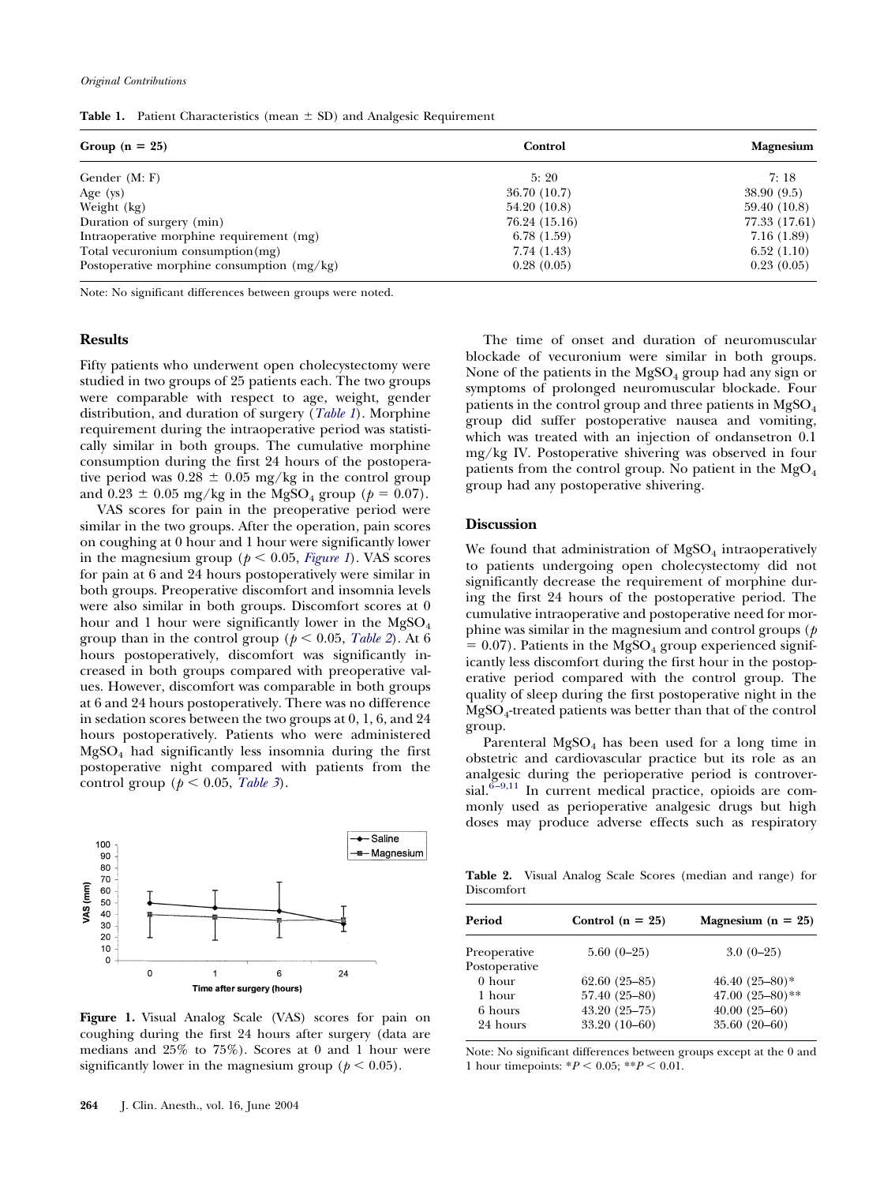**Table 1.** Patient Characteristics (mean ± SD) and Analgesic Requirement

| Group (n = 25) | Control | Magnesium |
|---|---|---|
| Gender (M: F) | 5: 20 | 7: 18 |
| Age (ys) | 36.70 (10.7) | 38.90 (9.5) |
| Weight (kg) | 54.20 (10.8) | 59.40 (10.8) |
| Duration of surgery (min) | 76.24 (15.16) | 77.33 (17.61) |
| Intraoperative morphine requirement (mg) | 6.78 (1.59) | 7.16 (1.89) |
| Total vecuronium consumption(mg) | 7.74 (1.43) | 6.52 (1.10) |
| Postoperative morphine consumption (mg/kg) | 0.28 (0.05) | 0.23 (0.05) |

Note: No significant differences between groups were noted.

## Results

Fifty patients who underwent open cholecystectomy were studied in two groups of 25 patients each. The two groups were comparable with respect to age, weight, gender distribution, and duration of surgery (*Table 1*). Morphine requirement during the intraoperative period was statistically similar in both groups. The cumulative morphine consumption during the first 24 hours of the postoperative period was 0.28 ± 0.05 mg/kg in the control group and 0.23 ± 0.05 mg/kg in the $MgSO_4$ group ($p = 0.07$).

VAS scores for pain in the preoperative period were similar in the two groups. After the operation, pain scores on coughing at 0 hour and 1 hour were significantly lower in the magnesium group ($p < 0.05$, *Figure 1*). VAS scores for pain at 6 and 24 hours postoperatively were similar in both groups. Preoperative discomfort and insomnia levels were also similar in both groups. Discomfort scores at 0 hour and 1 hour were significantly lower in the $MgSO_4$ group than in the control group ($p < 0.05$, *Table 2*). At 6 hours postoperatively, discomfort was significantly increased in both groups compared with preoperative values. However, discomfort was comparable in both groups at 6 and 24 hours postoperatively. There was no difference in sedation scores between the two groups at 0, 1, 6, and 24 hours postoperatively. Patients who were administered $MgSO_4$ had significantly less insomnia during the first postoperative night compared with patients from the control group ($p < 0.05$, *Table 3*).

**Figure 1.** Visual Analog Scale (VAS) scores for pain on coughing during the first 24 hours after surgery (data are medians and 25% to 75%). Scores at 0 and 1 hour were significantly lower in the magnesium group ($p < 0.05$).

The time of onset and duration of neuromuscular blockade of vecuronium were similar in both groups. None of the patients in the $MgSO_4$ group had any sign or symptoms of prolonged neuromuscular blockade. Four patients in the control group and three patients in $MgSO_4$ group did suffer postoperative nausea and vomiting, which was treated with an injection of ondansetron 0.1 mg/kg IV. Postoperative shivering was observed in four patients from the control group. No patient in the $MgO_4$ group had any postoperative shivering.

## Discussion

We found that administration of $MgSO_4$ intraoperatively to patients undergoing open cholecystectomy did not significantly decrease the requirement of morphine during the first 24 hours of the postoperative period. The cumulative intraoperative and postoperative need for morphine was similar in the magnesium and control groups ($p = 0.07$). Patients in the $MgSO_4$ group experienced significantly less discomfort during the first hour in the postoperative period compared with the control group. The quality of sleep during the first postoperative night in the $MgSO_4$-treated patients was better than that of the control group.

Parenteral $MgSO_4$ has been used for a long time in obstetric and cardiovascular practice but its role as an analgesic during the perioperative period is controversial.[6–9,11] In current medical practice, opioids are commonly used as perioperative analgesic drugs but high doses may produce adverse effects such as respiratory

**Table 2.** Visual Analog Scale Scores (median and range) for Discomfort

| Period | Control (n = 25) | Magnesium (n = 25) |
|---|---|---|
| Preoperative | 5.60 (0–25) | 3.0 (0–25) |
| Postoperative | | |
| 0 hour | 62.60 (25–85) | 46.40 (25–80)* |
| 1 hour | 57.40 (25–80) | 47.00 (25–80)** |
| 6 hours | 43.20 (25–75) | 40.00 (25–60) |
| 24 hours | 33.20 (10–60) | 35.60 (20–60) |

Note: No significant differences between groups except at the 0 and 1 hour timepoints: *$P < 0.05$; **$P < 0.01$.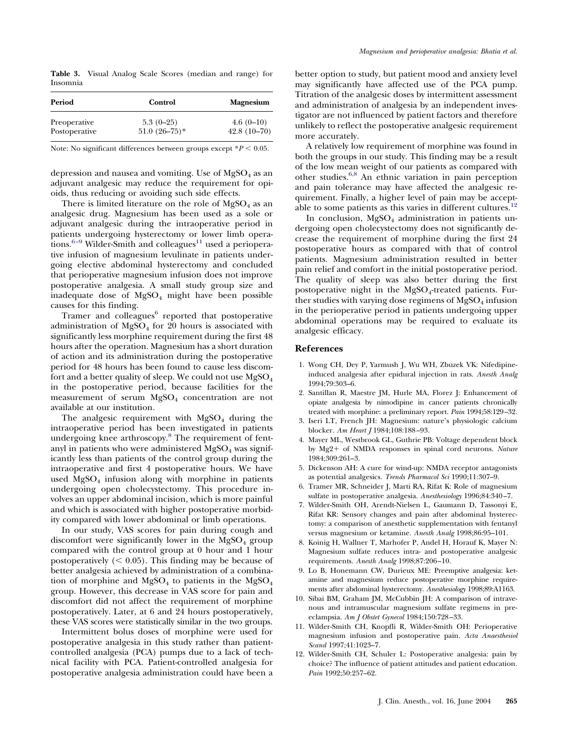**Table 3.** Visual Analog Scale Scores (median and range) for Insomnia

| Period | Control | Magnesium |
|---|---|---|
| Preoperative | 5.3 (0–25) | 4.6 (0–10) |
| Postoperative | 51.0 (26–75)* | 42.8 (10–70) |

Note: No significant differences between groups except $^*P < 0.05$.

depression and nausea and vomiting. Use of $MgSO_4$ as an adjuvant analgesic may reduce the requirement for opioids, thus reducing or avoiding such side effects.

There is limited literature on the role of $MgSO_4$ as an analgesic drug. Magnesium has been used as a sole or adjuvant analgesic during the intraoperative period in patients undergoing hysterectomy or lower limb operations.[6–9] Wilder-Smith and colleagues[11] used a perioperative infusion of magnesium levulinate in patients undergoing elective abdominal hysterectomy and concluded that perioperative magnesium infusion does not improve postoperative analgesia. A small study group size and inadequate dose of $MgSO_4$ might have been possible causes for this finding.

Tramer and colleagues[6] reported that postoperative administration of $MgSO_4$ for 20 hours is associated with significantly less morphine requirement during the first 48 hours after the operation. Magnesium has a short duration of action and its administration during the postoperative period for 48 hours has been found to cause less discomfort and a better quality of sleep. We could not use $MgSO_4$ in the postoperative period, because facilities for the measurement of serum $MgSO_4$ concentration are not available at our institution.

The analgesic requirement with $MgSO_4$ during the intraoperative period has been investigated in patients undergoing knee arthroscopy.[8] The requirement of fentanyl in patients who were administered $MgSO_4$ was significantly less than patients of the control group during the intraoperative and first 4 postoperative hours. We have used $MgSO_4$ infusion along with morphine in patients undergoing open cholecystectomy. This procedure involves an upper abdominal incision, which is more painful and which is associated with higher postoperative morbidity compared with lower abdominal or limb operations.

In our study, VAS scores for pain during cough and discomfort were significantly lower in the $MgSO_4$ group compared with the control group at 0 hour and 1 hour postoperatively ($< 0.05$). This finding may be because of better analgesia achieved by administration of a combination of morphine and $MgSO_4$ to patients in the $MgSO_4$ group. However, this decrease in VAS score for pain and discomfort did not affect the requirement of morphine postoperatively. Later, at 6 and 24 hours postoperatively, these VAS scores were statistically similar in the two groups.

Intermittent bolus doses of morphine were used for postoperative analgesia in this study rather than patient-controlled analgesia (PCA) pumps due to a lack of technical facility with PCA. Patient-controlled analgesia for postoperative analgesia administration could have been a better option to study, but patient mood and anxiety level may significantly have affected use of the PCA pump. Titration of the analgesic doses by intermittent assessment and administration of analgesia by an independent investigator are not influenced by patient factors and therefore unlikely to reflect the postoperative analgesic requirement more accurately.

A relatively low requirement of morphine was found in both the groups in our study. This finding may be a result of the low mean weight of our patients as compared with other studies.[6,8] An ethnic variation in pain perception and pain tolerance may have affected the analgesic requirement. Finally, a higher level of pain may be acceptable to some patients as this varies in different cultures.[12]

In conclusion, $MgSO_4$ administration in patients undergoing open cholecystectomy does not significantly decrease the requirement of morphine during the first 24 postoperative hours as compared with that of control patients. Magnesium administration resulted in better pain relief and comfort in the initial postoperative period. The quality of sleep was also better during the first postoperative night in the $MgSO_4$-treated patients. Further studies with varying dose regimens of $MgSO_4$ infusion in the perioperative period in patients undergoing upper abdominal operations may be required to evaluate its analgesic efficacy.

## References

1. Wong CH, Dey P, Yarmush J, Wu WH, Zbuzek VK: Nifedipine-induced analgesia after epidural injection in rats. *Anesth Analg* 1994;79:303–6.
2. Santillan R, Maestre JM, Hurle MA, Florez J: Enhancement of opiate analgesia by nimodipine in cancer patients chronically treated with morphine: a preliminary report. *Pain* 1994;58:129–32.
3. Iseri LT, French JH: Magnesium: nature's physiologic calcium blocker. *Am Heart J* 1984;108:188–93.
4. Mayer ML, Westbrook GL, Guthrie PB: Voltage dependent block by Mg2+ of NMDA responses in spinal cord neurons. *Nature* 1984;309:261–3.
5. Dickenson AH: A cure for wind-up: NMDA receptor antagonists as potential analgesics. *Trends Pharmacol Sci* 1990;11:307–9.
6. Tramer MR, Schneider J, Marti RA, Rifat K: Role of magnesium sulfate in postoperative analgesia. *Anesthesiology* 1996;84:340–7.
7. Wilder-Smith OH, Arendt-Nielsen L, Gaumann D, Tassonyi E, Rifat KR: Sensory changes and pain after abdominal hysterectomy: a comparison of anesthetic supplementation with fentanyl versus magnesium or ketamine. *Anesth Analg* 1998;86:95–101.
8. Koinig H, Wallner T, Marhofer P, Andel H, Horauf K, Mayer N: Magnesium sulfate reduces intra- and postoperative analgesic requirements. *Anesth Analg* 1998;87:206–10.
9. Lo B, Honemann CW, Durieux ME: Preemptive analgesia: ketamine and magnesium reduce postoperative morphine requirements after abdominal hysterectomy. *Anesthesiology* 1998;89:A1163.
10. Sibai BM, Graham JM, McCubbin JH: A comparison of intravenous and intramuscular magnesium sulfate regimens in preeclampsia. *Am J Obstet Gynecol* 1984;150:728–33.
11. Wilder-Smith CH, Knopfli R, Wilder-Smith OH: Perioperative magnesium infusion and postoperative pain. *Acta Anaesthesiol Scand* 1997;41:1023–7.
12. Wilder-Smith CH, Schuler L: Postoperative analgesia: pain by choice? The influence of patient attitudes and patient education. *Pain* 1992;50:257–62.